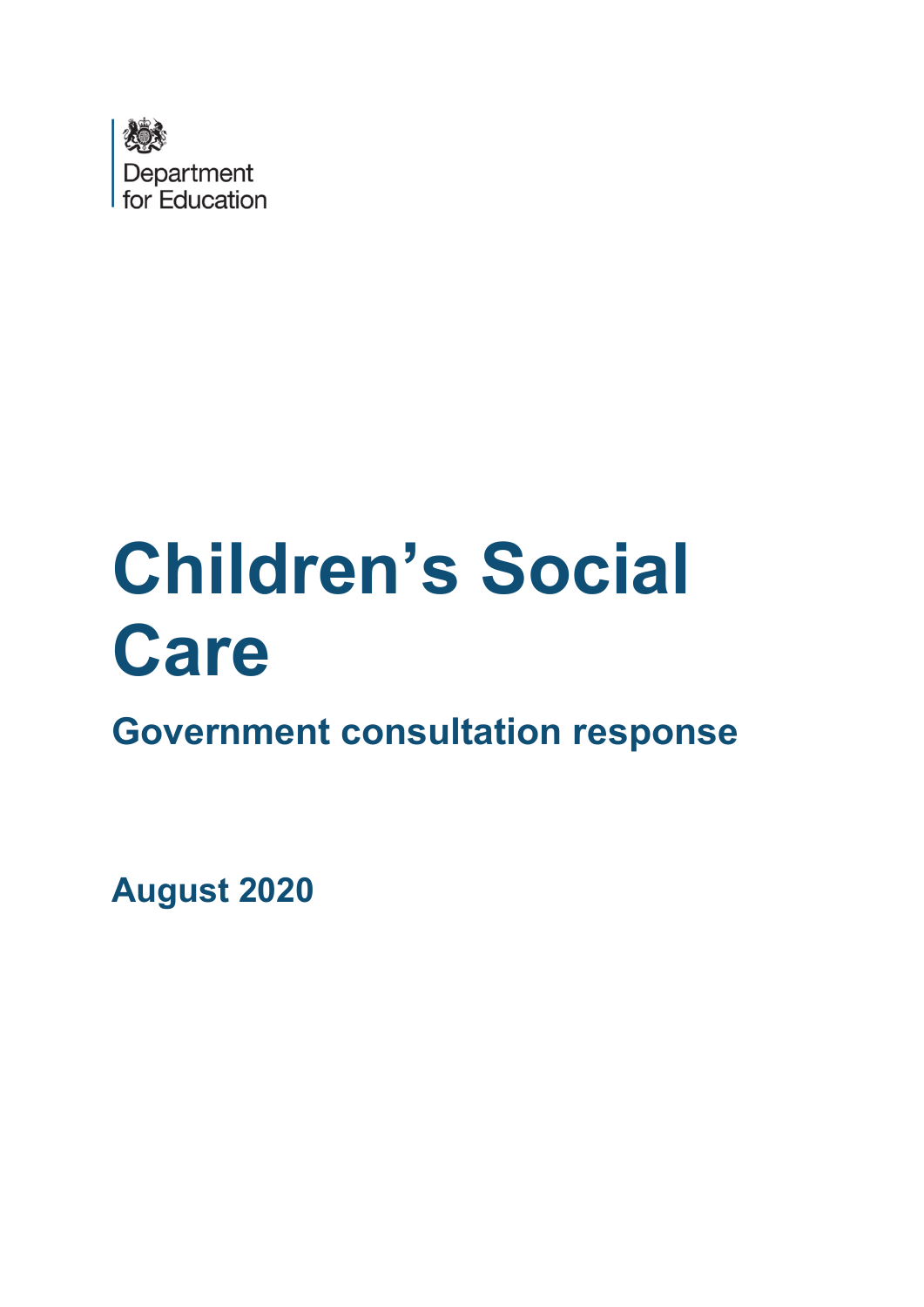Department for Education

# Children's Social Care

## Government consultation response

**August 2020**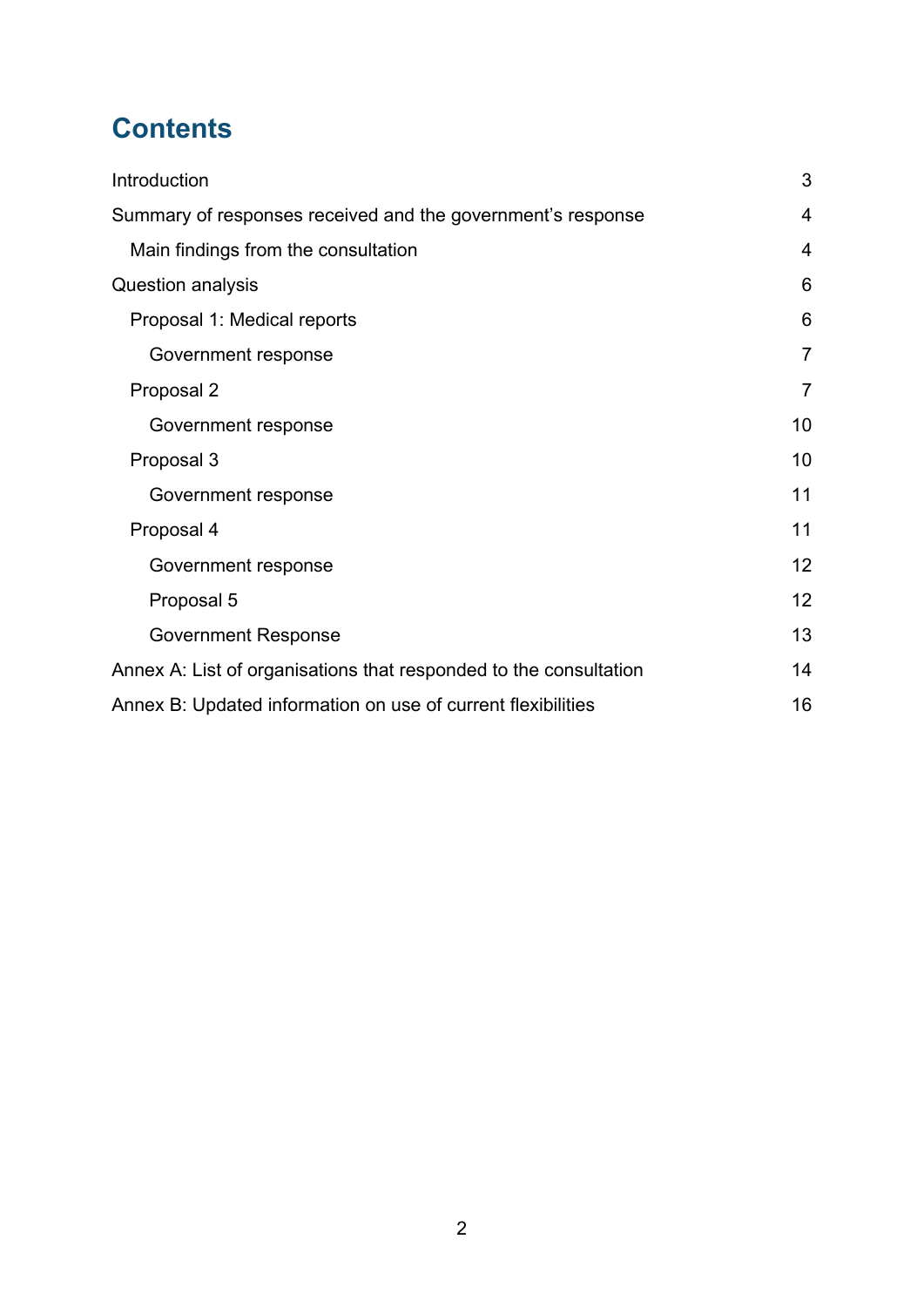# Contents

| | |
|---|---|
| Introduction | 3 |
| Summary of responses received and the government's response | 4 |
| Main findings from the consultation | 4 |
| Question analysis | 6 |
| Proposal 1: Medical reports | 6 |
| Government response | 7 |
| Proposal 2 | 7 |
| Government response | 10 |
| Proposal 3 | 10 |
| Government response | 11 |
| Proposal 4 | 11 |
| Government response | 12 |
| Proposal 5 | 12 |
| Government Response | 13 |
| Annex A: List of organisations that responded to the consultation | 14 |
| Annex B: Updated information on use of current flexibilities | 16 |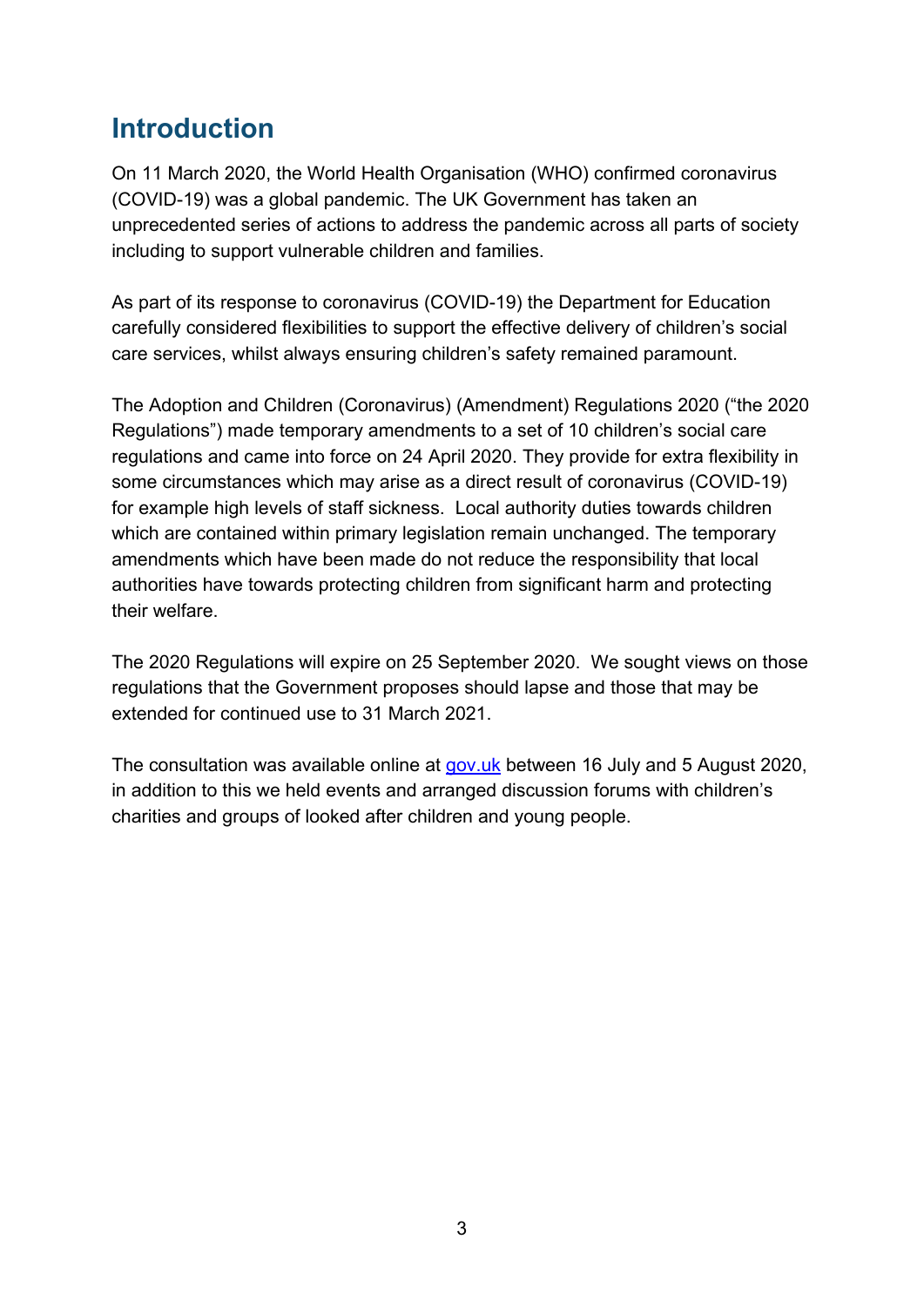# Introduction

On 11 March 2020, the World Health Organisation (WHO) confirmed coronavirus (COVID-19) was a global pandemic. The UK Government has taken an unprecedented series of actions to address the pandemic across all parts of society including to support vulnerable children and families.

As part of its response to coronavirus (COVID-19) the Department for Education carefully considered flexibilities to support the effective delivery of children's social care services, whilst always ensuring children's safety remained paramount.

The Adoption and Children (Coronavirus) (Amendment) Regulations 2020 ("the 2020 Regulations") made temporary amendments to a set of 10 children's social care regulations and came into force on 24 April 2020. They provide for extra flexibility in some circumstances which may arise as a direct result of coronavirus (COVID-19) for example high levels of staff sickness. Local authority duties towards children which are contained within primary legislation remain unchanged. The temporary amendments which have been made do not reduce the responsibility that local authorities have towards protecting children from significant harm and protecting their welfare.

The 2020 Regulations will expire on 25 September 2020. We sought views on those regulations that the Government proposes should lapse and those that may be extended for continued use to 31 March 2021.

The consultation was available online at [gov.uk](gov.uk) between 16 July and 5 August 2020, in addition to this we held events and arranged discussion forums with children's charities and groups of looked after children and young people.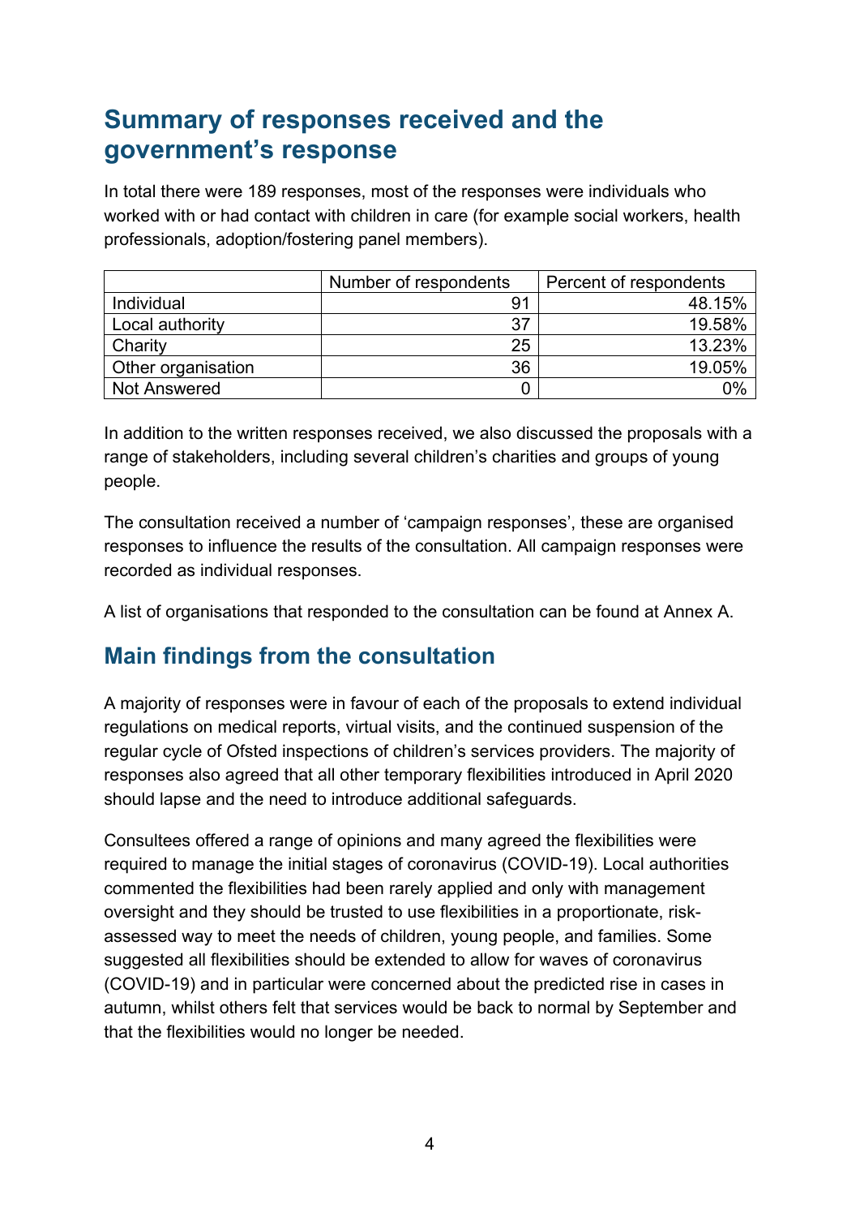## Summary of responses received and the government's response

In total there were 189 responses, most of the responses were individuals who worked with or had contact with children in care (for example social workers, health professionals, adoption/fostering panel members).

| | Number of respondents | Percent of respondents |
|---|---|---|
| Individual | 91 | 48.15% |
| Local authority | 37 | 19.58% |
| Charity | 25 | 13.23% |
| Other organisation | 36 | 19.05% |
| Not Answered | 0 | 0% |

In addition to the written responses received, we also discussed the proposals with a range of stakeholders, including several children's charities and groups of young people.

The consultation received a number of 'campaign responses', these are organised responses to influence the results of the consultation. All campaign responses were recorded as individual responses.

A list of organisations that responded to the consultation can be found at Annex A.

## Main findings from the consultation

A majority of responses were in favour of each of the proposals to extend individual regulations on medical reports, virtual visits, and the continued suspension of the regular cycle of Ofsted inspections of children's services providers. The majority of responses also agreed that all other temporary flexibilities introduced in April 2020 should lapse and the need to introduce additional safeguards.

Consultees offered a range of opinions and many agreed the flexibilities were required to manage the initial stages of coronavirus (COVID-19). Local authorities commented the flexibilities had been rarely applied and only with management oversight and they should be trusted to use flexibilities in a proportionate, risk-assessed way to meet the needs of children, young people, and families. Some suggested all flexibilities should be extended to allow for waves of coronavirus (COVID-19) and in particular were concerned about the predicted rise in cases in autumn, whilst others felt that services would be back to normal by September and that the flexibilities would no longer be needed.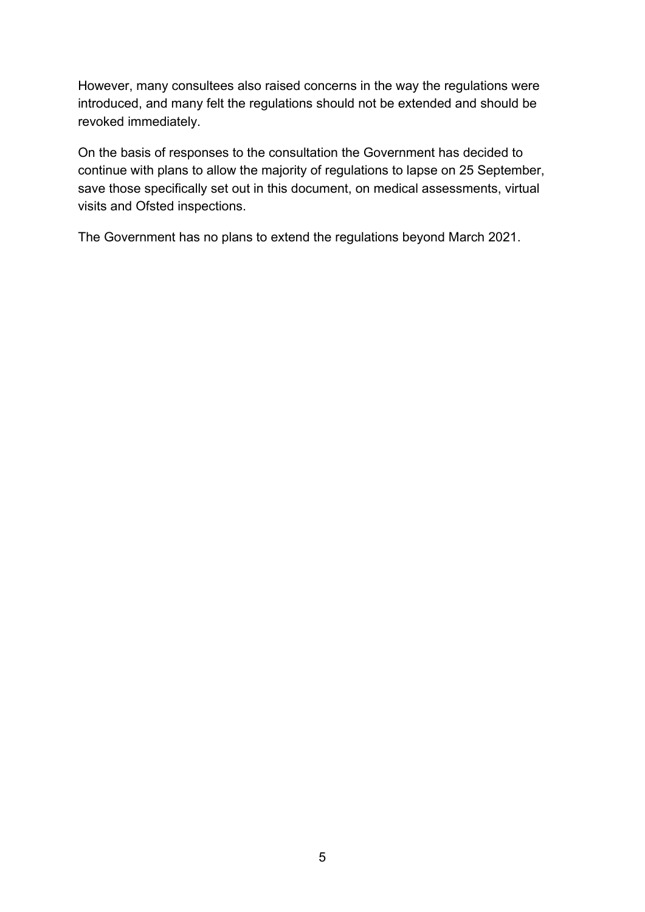However, many consultees also raised concerns in the way the regulations were introduced, and many felt the regulations should not be extended and should be revoked immediately.

On the basis of responses to the consultation the Government has decided to continue with plans to allow the majority of regulations to lapse on 25 September, save those specifically set out in this document, on medical assessments, virtual visits and Ofsted inspections.

The Government has no plans to extend the regulations beyond March 2021.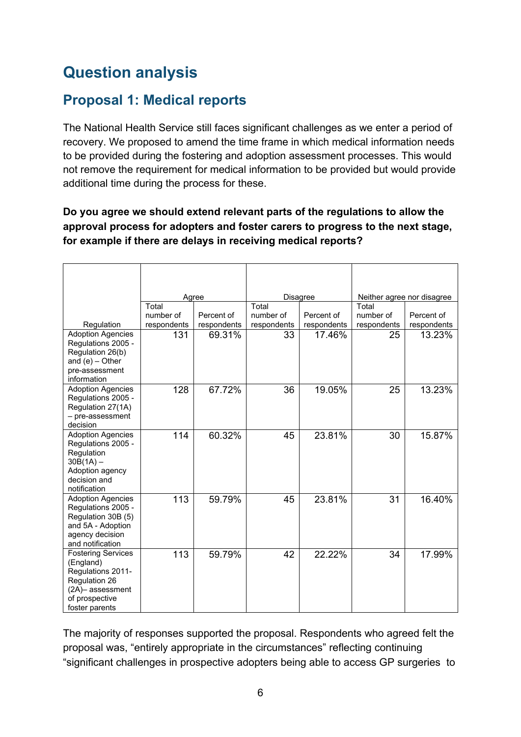# Question analysis

## Proposal 1: Medical reports

The National Health Service still faces significant challenges as we enter a period of recovery. We proposed to amend the time frame in which medical information needs to be provided during the fostering and adoption assessment processes. This would not remove the requirement for medical information to be provided but would provide additional time during the process for these.

**Do you agree we should extend relevant parts of the regulations to allow the approval process for adopters and foster carers to progress to the next stage, for example if there are delays in receiving medical reports?**

| | Agree | | Disagree | | Neither agree nor disagree | |
|---|---|---|---|---|---|---|
| Regulation | Total number of respondents | Percent of respondents | Total number of respondents | Percent of respondents | Total number of respondents | Percent of respondents |
| Adoption Agencies Regulations 2005 - Regulation 26(b) and (e) – Other pre-assessment information | 131 | 69.31% | 33 | 17.46% | 25 | 13.23% |
| Adoption Agencies Regulations 2005 - Regulation 27(1A) – pre-assessment decision | 128 | 67.72% | 36 | 19.05% | 25 | 13.23% |
| Adoption Agencies Regulations 2005 - Regulation 30B(1A) – Adoption agency decision and notification | 114 | 60.32% | 45 | 23.81% | 30 | 15.87% |
| Adoption Agencies Regulations 2005 - Regulation 30B (5) and 5A - Adoption agency decision and notification | 113 | 59.79% | 45 | 23.81% | 31 | 16.40% |
| Fostering Services (England) Regulations 2011- Regulation 26 (2A)– assessment of prospective foster parents | 113 | 59.79% | 42 | 22.22% | 34 | 17.99% |

The majority of responses supported the proposal. Respondents who agreed felt the proposal was, "entirely appropriate in the circumstances" reflecting continuing "significant challenges in prospective adopters being able to access GP surgeries to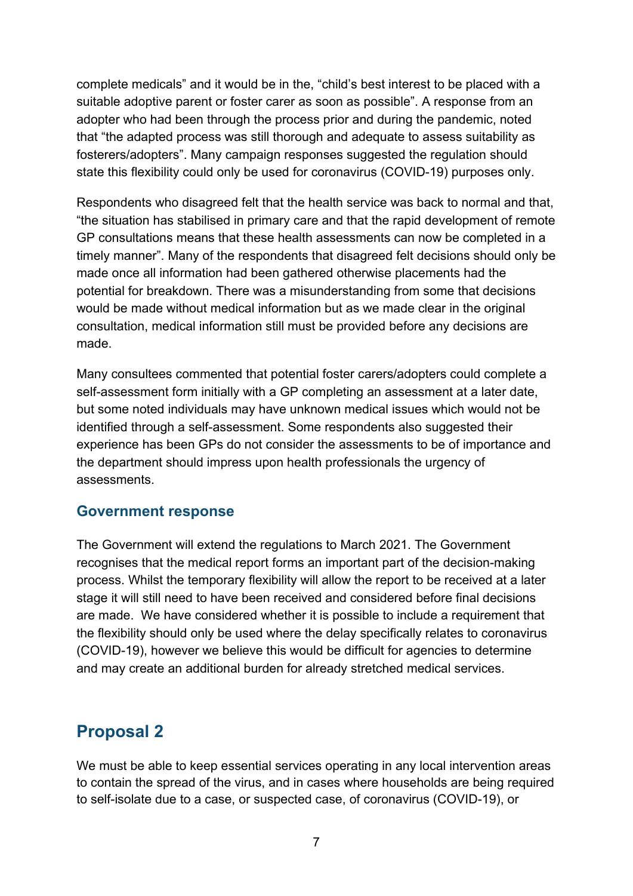complete medicals" and it would be in the, "child's best interest to be placed with a suitable adoptive parent or foster carer as soon as possible". A response from an adopter who had been through the process prior and during the pandemic, noted that "the adapted process was still thorough and adequate to assess suitability as fosterers/adopters". Many campaign responses suggested the regulation should state this flexibility could only be used for coronavirus (COVID-19) purposes only.

Respondents who disagreed felt that the health service was back to normal and that, "the situation has stabilised in primary care and that the rapid development of remote GP consultations means that these health assessments can now be completed in a timely manner". Many of the respondents that disagreed felt decisions should only be made once all information had been gathered otherwise placements had the potential for breakdown. There was a misunderstanding from some that decisions would be made without medical information but as we made clear in the original consultation, medical information still must be provided before any decisions are made.

Many consultees commented that potential foster carers/adopters could complete a self-assessment form initially with a GP completing an assessment at a later date, but some noted individuals may have unknown medical issues which would not be identified through a self-assessment. Some respondents also suggested their experience has been GPs do not consider the assessments to be of importance and the department should impress upon health professionals the urgency of assessments.

### Government response

The Government will extend the regulations to March 2021. The Government recognises that the medical report forms an important part of the decision-making process. Whilst the temporary flexibility will allow the report to be received at a later stage it will still need to have been received and considered before final decisions are made. We have considered whether it is possible to include a requirement that the flexibility should only be used where the delay specifically relates to coronavirus (COVID-19), however we believe this would be difficult for agencies to determine and may create an additional burden for already stretched medical services.

## Proposal 2

We must be able to keep essential services operating in any local intervention areas to contain the spread of the virus, and in cases where households are being required to self-isolate due to a case, or suspected case, of coronavirus (COVID-19), or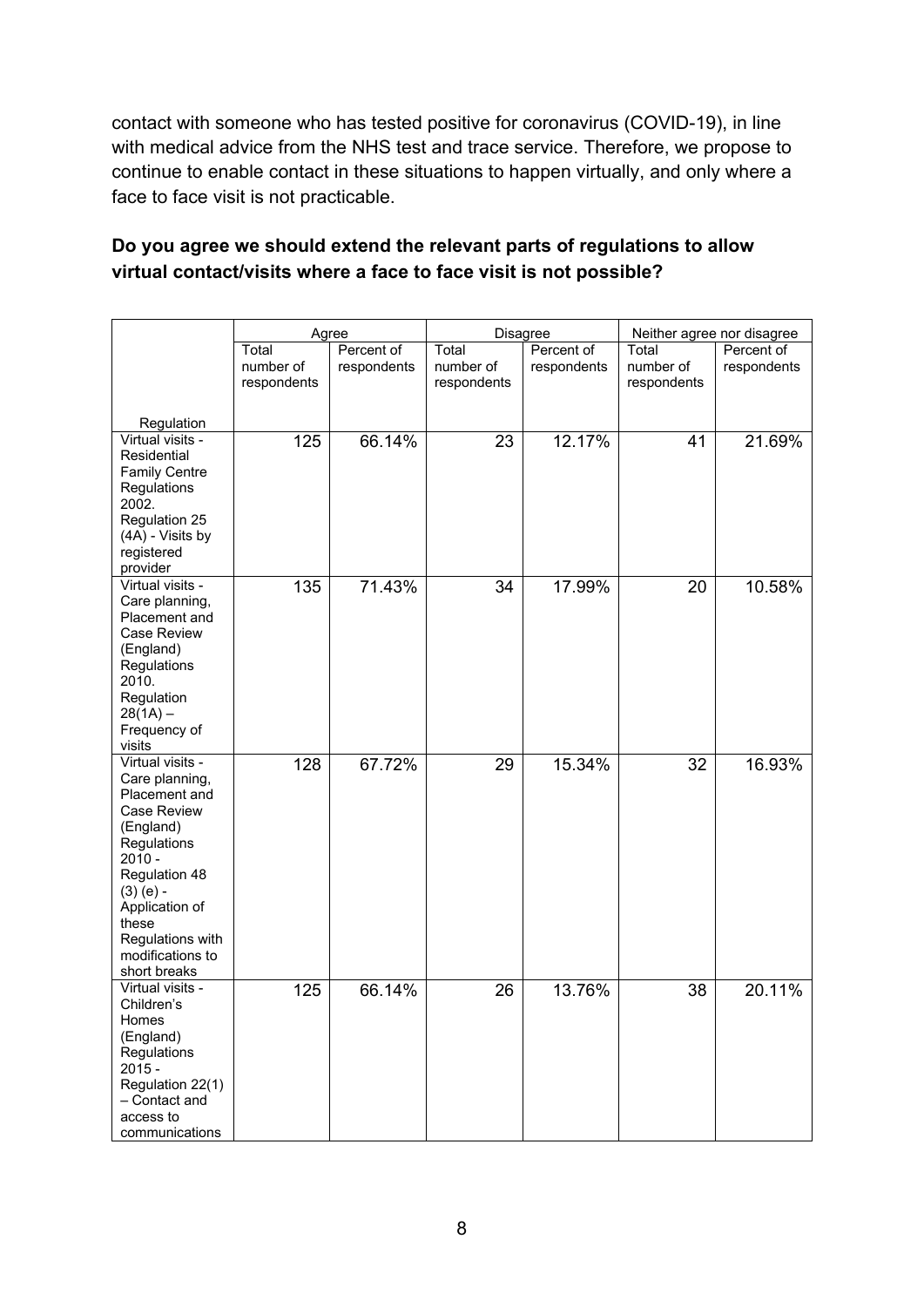contact with someone who has tested positive for coronavirus (COVID-19), in line with medical advice from the NHS test and trace service. Therefore, we propose to continue to enable contact in these situations to happen virtually, and only where a face to face visit is not practicable.

**Do you agree we should extend the relevant parts of regulations to allow virtual contact/visits where a face to face visit is not possible?**

| | Agree | | Disagree | | Neither agree nor disagree | |
|---|---|---|---|---|---|---|
| Regulation | Total number of respondents | Percent of respondents | Total number of respondents | Percent of respondents | Total number of respondents | Percent of respondents |
| Virtual visits - Residential Family Centre Regulations 2002. Regulation 25 (4A) - Visits by registered provider | 125 | 66.14% | 23 | 12.17% | 41 | 21.69% |
| Virtual visits - Care planning, Placement and Case Review (England) Regulations 2010. Regulation 28(1A) – Frequency of visits | 135 | 71.43% | 34 | 17.99% | 20 | 10.58% |
| Virtual visits - Care planning, Placement and Case Review (England) Regulations 2010 - Regulation 48 (3) (e) - Application of these Regulations with modifications to short breaks | 128 | 67.72% | 29 | 15.34% | 32 | 16.93% |
| Virtual visits - Children's Homes (England) Regulations 2015 - Regulation 22(1) – Contact and access to communications | 125 | 66.14% | 26 | 13.76% | 38 | 20.11% |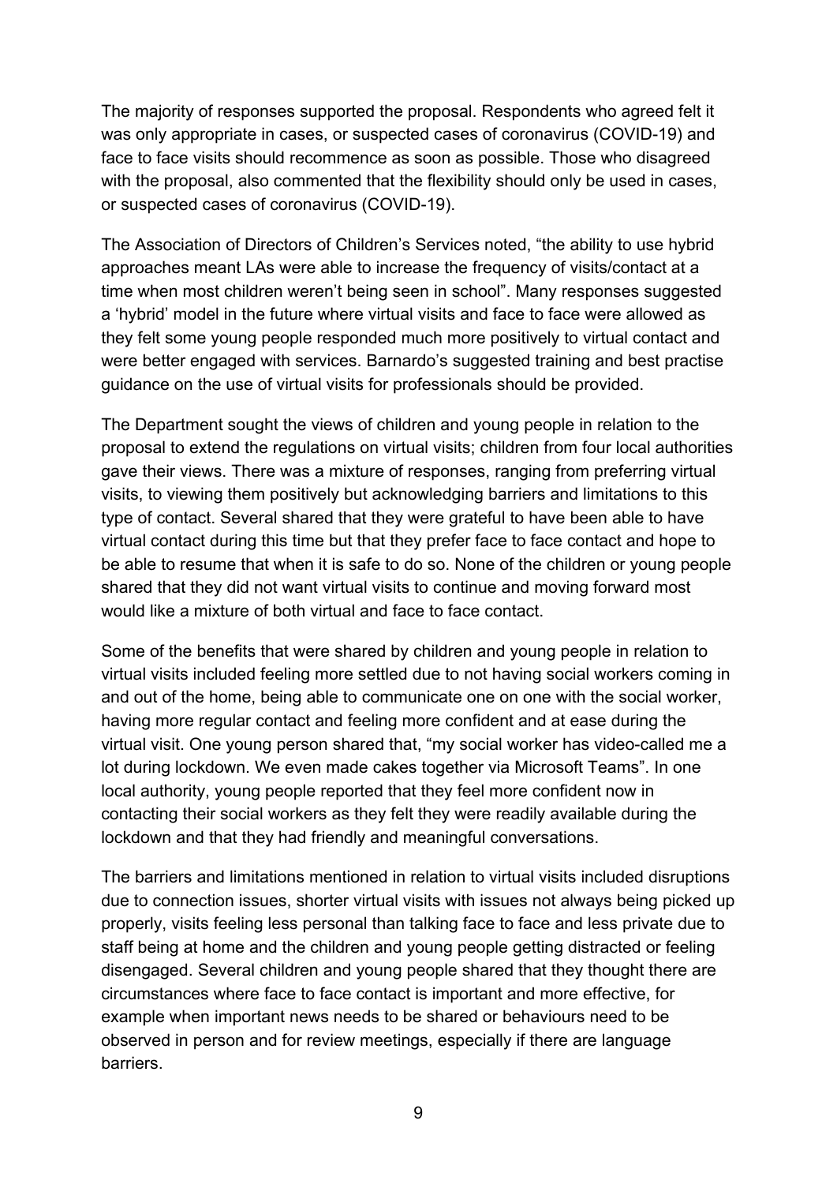The majority of responses supported the proposal. Respondents who agreed felt it was only appropriate in cases, or suspected cases of coronavirus (COVID-19) and face to face visits should recommence as soon as possible. Those who disagreed with the proposal, also commented that the flexibility should only be used in cases, or suspected cases of coronavirus (COVID-19).

The Association of Directors of Children's Services noted, "the ability to use hybrid approaches meant LAs were able to increase the frequency of visits/contact at a time when most children weren't being seen in school". Many responses suggested a 'hybrid' model in the future where virtual visits and face to face were allowed as they felt some young people responded much more positively to virtual contact and were better engaged with services. Barnardo's suggested training and best practise guidance on the use of virtual visits for professionals should be provided.

The Department sought the views of children and young people in relation to the proposal to extend the regulations on virtual visits; children from four local authorities gave their views. There was a mixture of responses, ranging from preferring virtual visits, to viewing them positively but acknowledging barriers and limitations to this type of contact. Several shared that they were grateful to have been able to have virtual contact during this time but that they prefer face to face contact and hope to be able to resume that when it is safe to do so. None of the children or young people shared that they did not want virtual visits to continue and moving forward most would like a mixture of both virtual and face to face contact.

Some of the benefits that were shared by children and young people in relation to virtual visits included feeling more settled due to not having social workers coming in and out of the home, being able to communicate one on one with the social worker, having more regular contact and feeling more confident and at ease during the virtual visit. One young person shared that, "my social worker has video-called me a lot during lockdown. We even made cakes together via Microsoft Teams". In one local authority, young people reported that they feel more confident now in contacting their social workers as they felt they were readily available during the lockdown and that they had friendly and meaningful conversations.

The barriers and limitations mentioned in relation to virtual visits included disruptions due to connection issues, shorter virtual visits with issues not always being picked up properly, visits feeling less personal than talking face to face and less private due to staff being at home and the children and young people getting distracted or feeling disengaged. Several children and young people shared that they thought there are circumstances where face to face contact is important and more effective, for example when important news needs to be shared or behaviours need to be observed in person and for review meetings, especially if there are language barriers.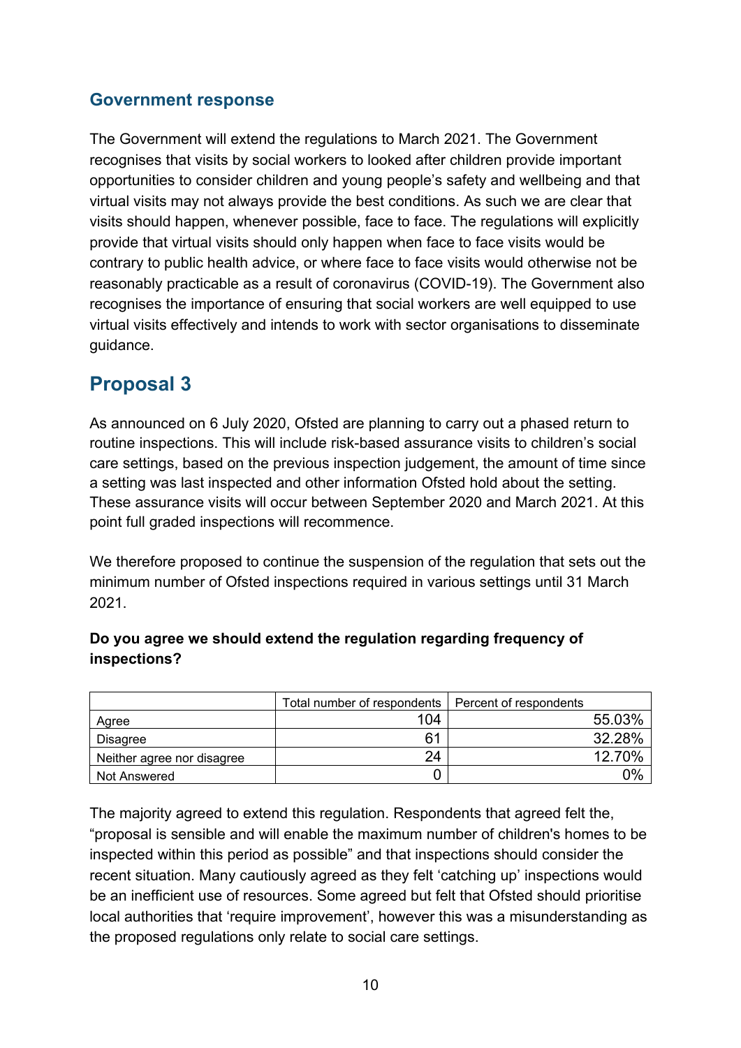### Government response

The Government will extend the regulations to March 2021. The Government recognises that visits by social workers to looked after children provide important opportunities to consider children and young people's safety and wellbeing and that virtual visits may not always provide the best conditions. As such we are clear that visits should happen, whenever possible, face to face. The regulations will explicitly provide that virtual visits should only happen when face to face visits would be contrary to public health advice, or where face to face visits would otherwise not be reasonably practicable as a result of coronavirus (COVID-19). The Government also recognises the importance of ensuring that social workers are well equipped to use virtual visits effectively and intends to work with sector organisations to disseminate guidance.

## Proposal 3

As announced on 6 July 2020, Ofsted are planning to carry out a phased return to routine inspections. This will include risk-based assurance visits to children's social care settings, based on the previous inspection judgement, the amount of time since a setting was last inspected and other information Ofsted hold about the setting. These assurance visits will occur between September 2020 and March 2021. At this point full graded inspections will recommence.

We therefore proposed to continue the suspension of the regulation that sets out the minimum number of Ofsted inspections required in various settings until 31 March 2021.

**Do you agree we should extend the regulation regarding frequency of inspections?**

| | Total number of respondents | Percent of respondents |
|---|---|---|
| Agree | 104 | 55.03% |
| Disagree | 61 | 32.28% |
| Neither agree nor disagree | 24 | 12.70% |
| Not Answered | 0 | 0% |

The majority agreed to extend this regulation. Respondents that agreed felt the, "proposal is sensible and will enable the maximum number of children's homes to be inspected within this period as possible" and that inspections should consider the recent situation. Many cautiously agreed as they felt 'catching up' inspections would be an inefficient use of resources. Some agreed but felt that Ofsted should prioritise local authorities that 'require improvement', however this was a misunderstanding as the proposed regulations only relate to social care settings.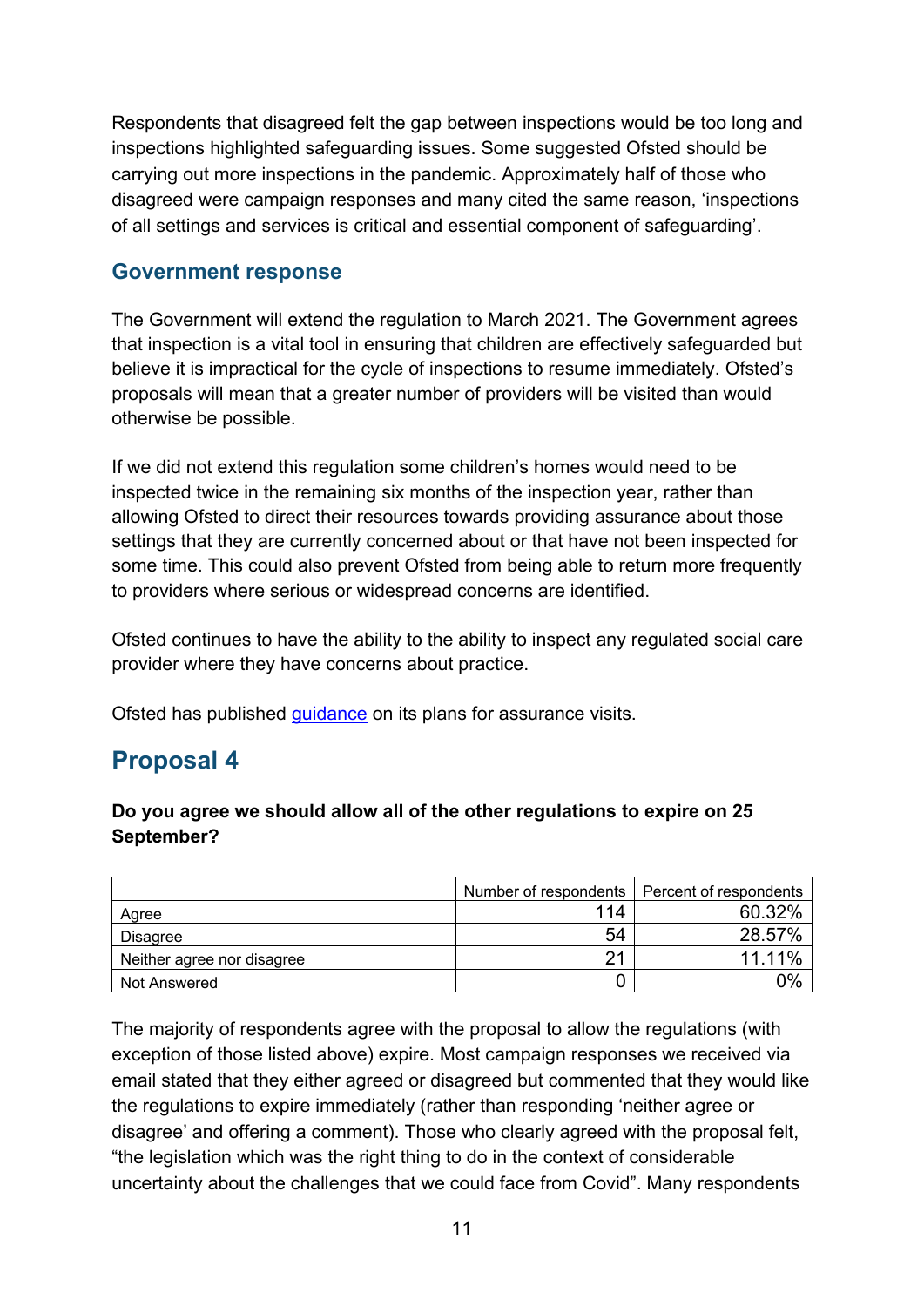Respondents that disagreed felt the gap between inspections would be too long and inspections highlighted safeguarding issues. Some suggested Ofsted should be carrying out more inspections in the pandemic. Approximately half of those who disagreed were campaign responses and many cited the same reason, 'inspections of all settings and services is critical and essential component of safeguarding'.

### Government response

The Government will extend the regulation to March 2021. The Government agrees that inspection is a vital tool in ensuring that children are effectively safeguarded but believe it is impractical for the cycle of inspections to resume immediately. Ofsted's proposals will mean that a greater number of providers will be visited than would otherwise be possible.

If we did not extend this regulation some children's homes would need to be inspected twice in the remaining six months of the inspection year, rather than allowing Ofsted to direct their resources towards providing assurance about those settings that they are currently concerned about or that have not been inspected for some time. This could also prevent Ofsted from being able to return more frequently to providers where serious or widespread concerns are identified.

Ofsted continues to have the ability to the ability to inspect any regulated social care provider where they have concerns about practice.

Ofsted has published guidance on its plans for assurance visits.

## Proposal 4

**Do you agree we should allow all of the other regulations to expire on 25 September?**

| | Number of respondents | Percent of respondents |
|---|---|---|
| Agree | 114 | 60.32% |
| Disagree | 54 | 28.57% |
| Neither agree nor disagree | 21 | 11.11% |
| Not Answered | 0 | 0% |

The majority of respondents agree with the proposal to allow the regulations (with exception of those listed above) expire. Most campaign responses we received via email stated that they either agreed or disagreed but commented that they would like the regulations to expire immediately (rather than responding 'neither agree or disagree' and offering a comment). Those who clearly agreed with the proposal felt, "the legislation which was the right thing to do in the context of considerable uncertainty about the challenges that we could face from Covid". Many respondents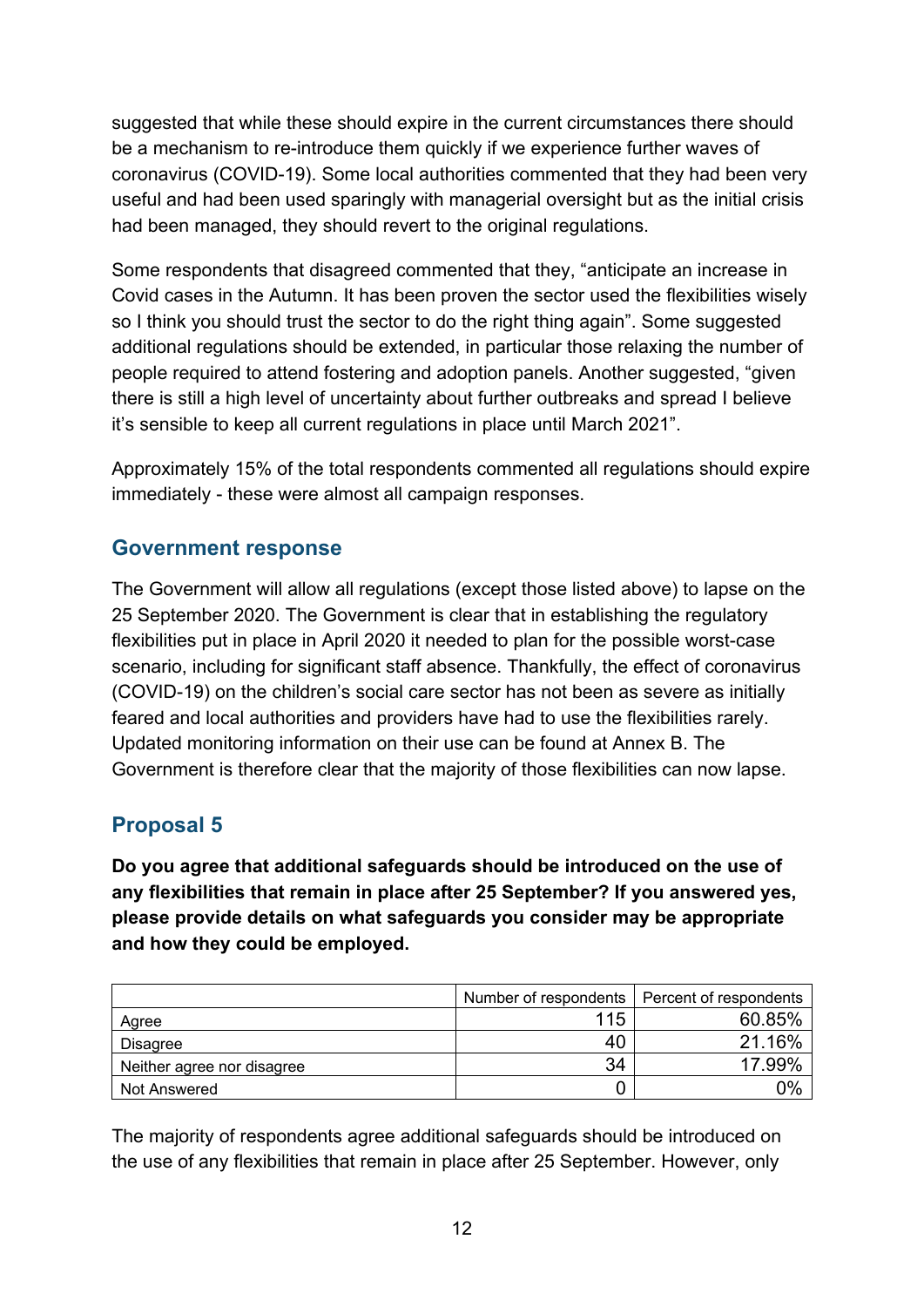suggested that while these should expire in the current circumstances there should be a mechanism to re-introduce them quickly if we experience further waves of coronavirus (COVID-19). Some local authorities commented that they had been very useful and had been used sparingly with managerial oversight but as the initial crisis had been managed, they should revert to the original regulations.

Some respondents that disagreed commented that they, "anticipate an increase in Covid cases in the Autumn. It has been proven the sector used the flexibilities wisely so I think you should trust the sector to do the right thing again". Some suggested additional regulations should be extended, in particular those relaxing the number of people required to attend fostering and adoption panels. Another suggested, "given there is still a high level of uncertainty about further outbreaks and spread I believe it's sensible to keep all current regulations in place until March 2021".

Approximately 15% of the total respondents commented all regulations should expire immediately - these were almost all campaign responses.

## Government response

The Government will allow all regulations (except those listed above) to lapse on the 25 September 2020. The Government is clear that in establishing the regulatory flexibilities put in place in April 2020 it needed to plan for the possible worst-case scenario, including for significant staff absence. Thankfully, the effect of coronavirus (COVID-19) on the children's social care sector has not been as severe as initially feared and local authorities and providers have had to use the flexibilities rarely. Updated monitoring information on their use can be found at Annex B. The Government is therefore clear that the majority of those flexibilities can now lapse.

## Proposal 5

**Do you agree that additional safeguards should be introduced on the use of any flexibilities that remain in place after 25 September? If you answered yes, please provide details on what safeguards you consider may be appropriate and how they could be employed.**

| | Number of respondents | Percent of respondents |
|---|---|---|
| Agree | 115 | 60.85% |
| Disagree | 40 | 21.16% |
| Neither agree nor disagree | 34 | 17.99% |
| Not Answered | 0 | 0% |

The majority of respondents agree additional safeguards should be introduced on the use of any flexibilities that remain in place after 25 September. However, only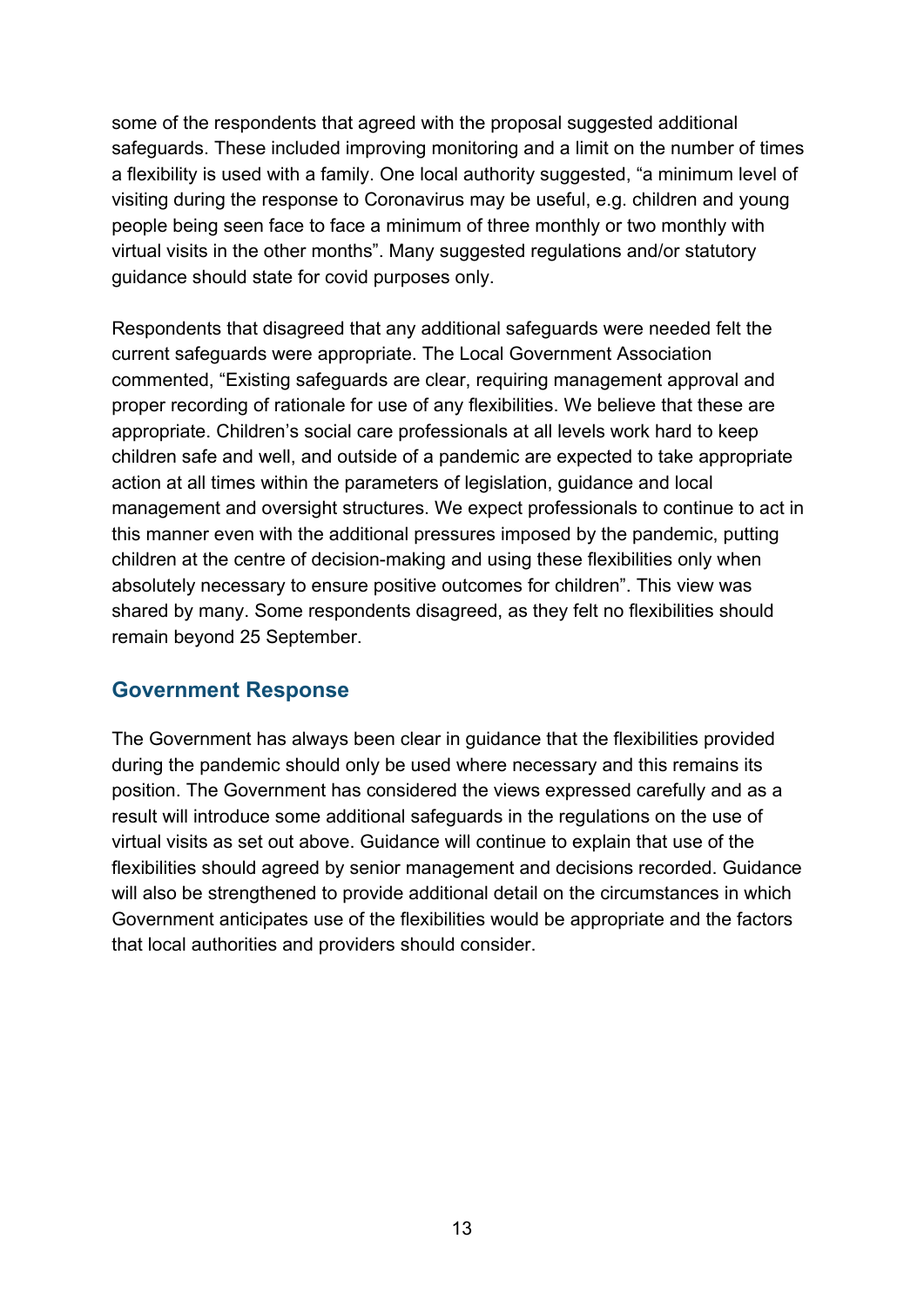some of the respondents that agreed with the proposal suggested additional safeguards. These included improving monitoring and a limit on the number of times a flexibility is used with a family. One local authority suggested, “a minimum level of visiting during the response to Coronavirus may be useful, e.g. children and young people being seen face to face a minimum of three monthly or two monthly with virtual visits in the other months”. Many suggested regulations and/or statutory guidance should state for covid purposes only.

Respondents that disagreed that any additional safeguards were needed felt the current safeguards were appropriate. The Local Government Association commented, “Existing safeguards are clear, requiring management approval and proper recording of rationale for use of any flexibilities. We believe that these are appropriate. Children’s social care professionals at all levels work hard to keep children safe and well, and outside of a pandemic are expected to take appropriate action at all times within the parameters of legislation, guidance and local management and oversight structures. We expect professionals to continue to act in this manner even with the additional pressures imposed by the pandemic, putting children at the centre of decision-making and using these flexibilities only when absolutely necessary to ensure positive outcomes for children”. This view was shared by many. Some respondents disagreed, as they felt no flexibilities should remain beyond 25 September.

## Government Response

The Government has always been clear in guidance that the flexibilities provided during the pandemic should only be used where necessary and this remains its position. The Government has considered the views expressed carefully and as a result will introduce some additional safeguards in the regulations on the use of virtual visits as set out above. Guidance will continue to explain that use of the flexibilities should agreed by senior management and decisions recorded. Guidance will also be strengthened to provide additional detail on the circumstances in which Government anticipates use of the flexibilities would be appropriate and the factors that local authorities and providers should consider.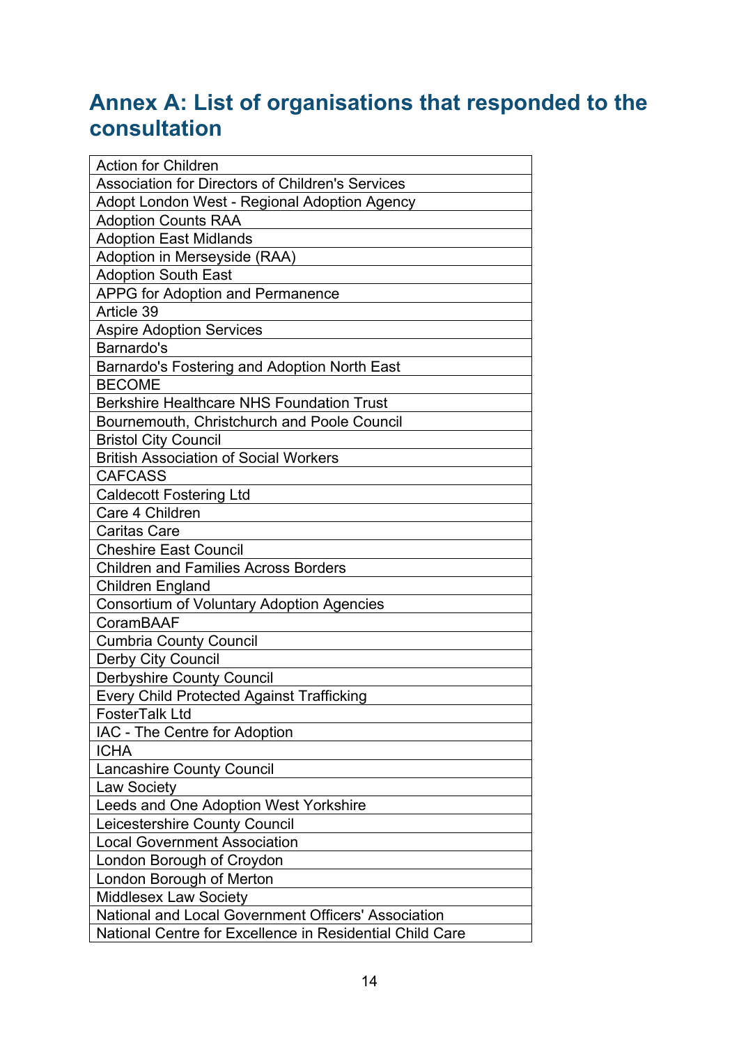## Annex A: List of organisations that responded to the consultation

| Action for Children |
|---|
| Association for Directors of Children's Services |
| Adopt London West - Regional Adoption Agency |
| Adoption Counts RAA |
| Adoption East Midlands |
| Adoption in Merseyside (RAA) |
| Adoption South East |
| APPG for Adoption and Permanence |
| Article 39 |
| Aspire Adoption Services |
| Barnardo's |
| Barnardo's Fostering and Adoption North East |
| BECOME |
| Berkshire Healthcare NHS Foundation Trust |
| Bournemouth, Christchurch and Poole Council |
| Bristol City Council |
| British Association of Social Workers |
| CAFCASS |
| Caldecott Fostering Ltd |
| Care 4 Children |
| Caritas Care |
| Cheshire East Council |
| Children and Families Across Borders |
| Children England |
| Consortium of Voluntary Adoption Agencies |
| CoramBAAF |
| Cumbria County Council |
| Derby City Council |
| Derbyshire County Council |
| Every Child Protected Against Trafficking |
| FosterTalk Ltd |
| IAC - The Centre for Adoption |
| ICHA |
| Lancashire County Council |
| Law Society |
| Leeds and One Adoption West Yorkshire |
| Leicestershire County Council |
| Local Government Association |
| London Borough of Croydon |
| London Borough of Merton |
| Middlesex Law Society |
| National and Local Government Officers' Association |
| National Centre for Excellence in Residential Child Care |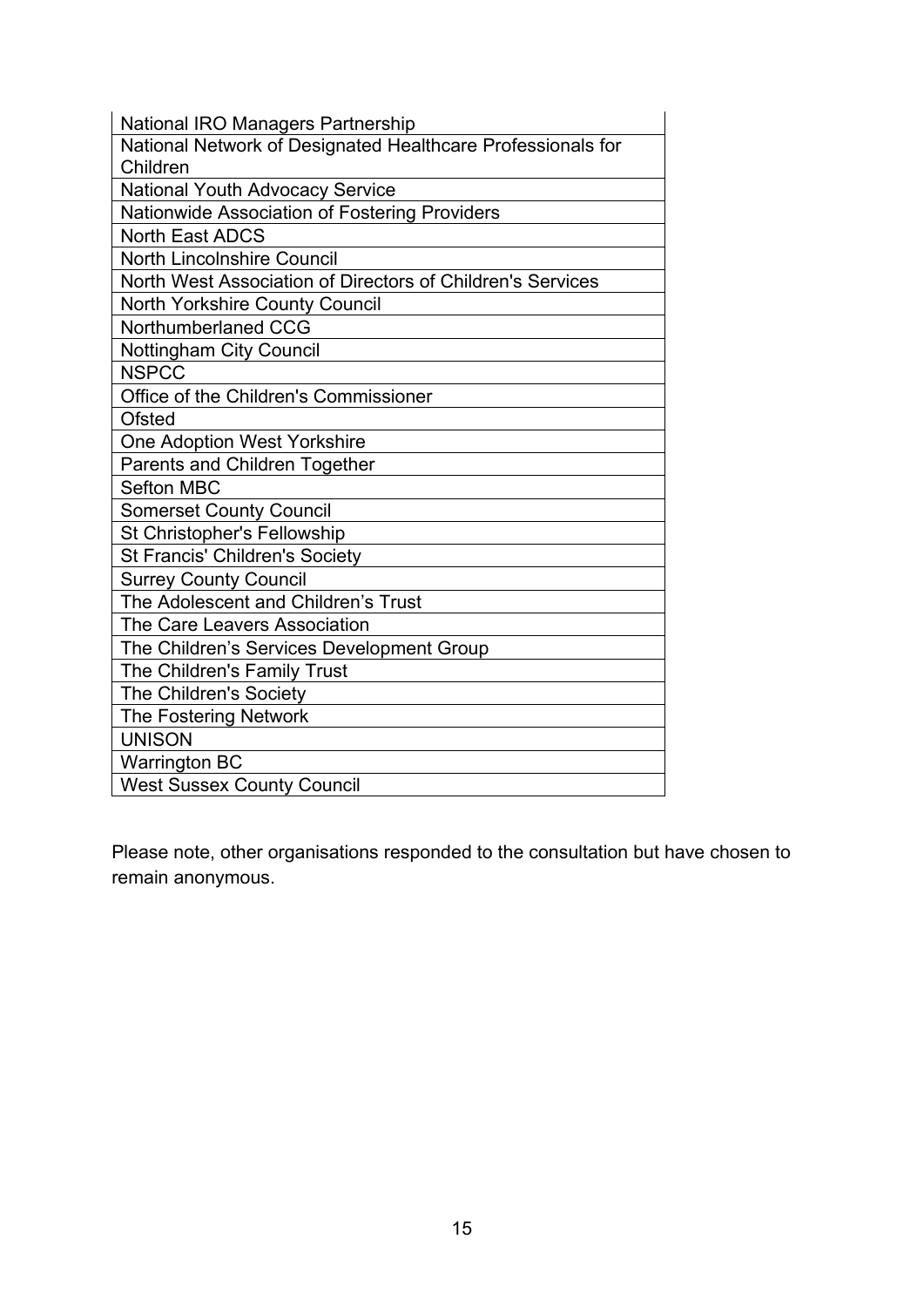| National IRO Managers Partnership |
|---|
| National Network of Designated Healthcare Professionals for Children |
| National Youth Advocacy Service |
| Nationwide Association of Fostering Providers |
| North East ADCS |
| North Lincolnshire Council |
| North West Association of Directors of Children's Services |
| North Yorkshire County Council |
| Northumberlaned CCG |
| Nottingham City Council |
| NSPCC |
| Office of the Children's Commissioner |
| Ofsted |
| One Adoption West Yorkshire |
| Parents and Children Together |
| Sefton MBC |
| Somerset County Council |
| St Christopher's Fellowship |
| St Francis' Children's Society |
| Surrey County Council |
| The Adolescent and Children’s Trust |
| The Care Leavers Association |
| The Children’s Services Development Group |
| The Children's Family Trust |
| The Children's Society |
| The Fostering Network |
| UNISON |
| Warrington BC |
| West Sussex County Council |

Please note, other organisations responded to the consultation but have chosen to remain anonymous.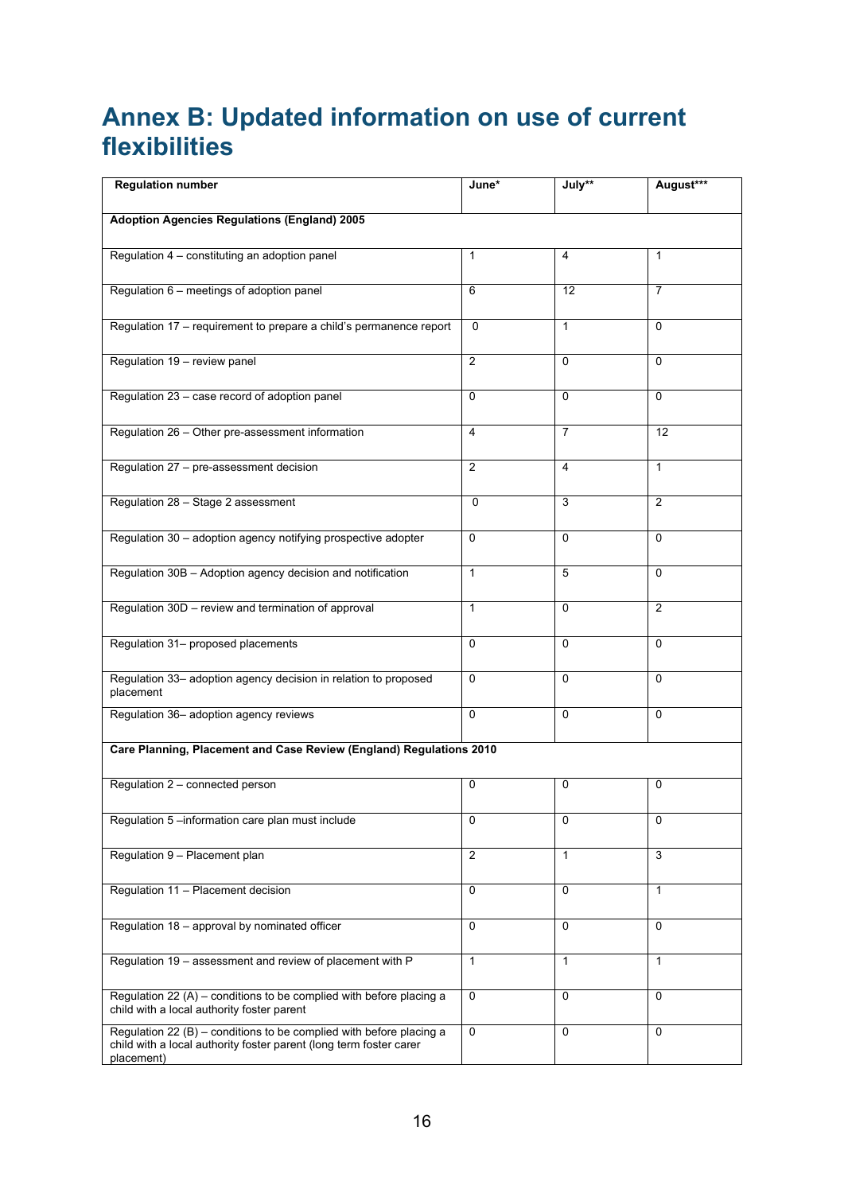# Annex B: Updated information on use of current flexibilities

| Regulation number | June* | July** | August*** |
|---|---|---|---|
| **Adoption Agencies Regulations (England) 2005** | | | |
| Regulation 4 – constituting an adoption panel | 1 | 4 | 1 |
| Regulation 6 – meetings of adoption panel | 6 | 12 | 7 |
| Regulation 17 – requirement to prepare a child's permanence report | 0 | 1 | 0 |
| Regulation 19 – review panel | 2 | 0 | 0 |
| Regulation 23 – case record of adoption panel | 0 | 0 | 0 |
| Regulation 26 – Other pre-assessment information | 4 | 7 | 12 |
| Regulation 27 – pre-assessment decision | 2 | 4 | 1 |
| Regulation 28 – Stage 2 assessment | 0 | 3 | 2 |
| Regulation 30 – adoption agency notifying prospective adopter | 0 | 0 | 0 |
| Regulation 30B – Adoption agency decision and notification | 1 | 5 | 0 |
| Regulation 30D – review and termination of approval | 1 | 0 | 2 |
| Regulation 31– proposed placements | 0 | 0 | 0 |
| Regulation 33– adoption agency decision in relation to proposed placement | 0 | 0 | 0 |
| Regulation 36– adoption agency reviews | 0 | 0 | 0 |
| **Care Planning, Placement and Case Review (England) Regulations 2010** | | | |
| Regulation 2 – connected person | 0 | 0 | 0 |
| Regulation 5 –information care plan must include | 0 | 0 | 0 |
| Regulation 9 – Placement plan | 2 | 1 | 3 |
| Regulation 11 – Placement decision | 0 | 0 | 1 |
| Regulation 18 – approval by nominated officer | 0 | 0 | 0 |
| Regulation 19 – assessment and review of placement with P | 1 | 1 | 1 |
| Regulation 22 (A) – conditions to be complied with before placing a child with a local authority foster parent | 0 | 0 | 0 |
| Regulation 22 (B) – conditions to be complied with before placing a child with a local authority foster parent (long term foster carer placement) | 0 | 0 | 0 |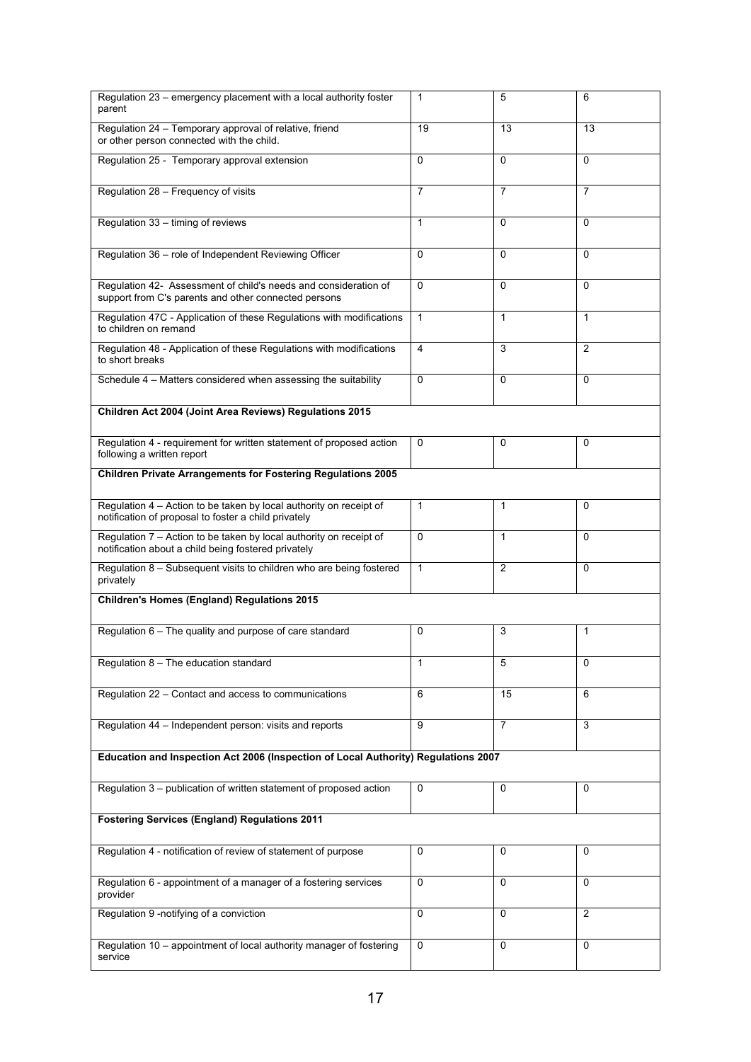| | | | |
|---|---|---|---|
| Regulation 23 – emergency placement with a local authority foster parent | 1 | 5 | 6 |
| Regulation 24 – Temporary approval of relative, friend or other person connected with the child. | 19 | 13 | 13 |
| Regulation 25 - Temporary approval extension | 0 | 0 | 0 |
| Regulation 28 – Frequency of visits | 7 | 7 | 7 |
| Regulation 33 – timing of reviews | 1 | 0 | 0 |
| Regulation 36 – role of Independent Reviewing Officer | 0 | 0 | 0 |
| Regulation 42- Assessment of child's needs and consideration of support from C's parents and other connected persons | 0 | 0 | 0 |
| Regulation 47C - Application of these Regulations with modifications to children on remand | 1 | 1 | 1 |
| Regulation 48 - Application of these Regulations with modifications to short breaks | 4 | 3 | 2 |
| Schedule 4 – Matters considered when assessing the suitability | 0 | 0 | 0 |
| **Children Act 2004 (Joint Area Reviews) Regulations 2015** | | | |
| Regulation 4 - requirement for written statement of proposed action following a written report | 0 | 0 | 0 |
| **Children Private Arrangements for Fostering Regulations 2005** | | | |
| Regulation 4 – Action to be taken by local authority on receipt of notification of proposal to foster a child privately | 1 | 1 | 0 |
| Regulation 7 – Action to be taken by local authority on receipt of notification about a child being fostered privately | 0 | 1 | 0 |
| Regulation 8 – Subsequent visits to children who are being fostered privately | 1 | 2 | 0 |
| **Children's Homes (England) Regulations 2015** | | | |
| Regulation 6 – The quality and purpose of care standard | 0 | 3 | 1 |
| Regulation 8 – The education standard | 1 | 5 | 0 |
| Regulation 22 – Contact and access to communications | 6 | 15 | 6 |
| Regulation 44 – Independent person: visits and reports | 9 | 7 | 3 |
| **Education and Inspection Act 2006 (Inspection of Local Authority) Regulations 2007** | | | |
| Regulation 3 – publication of written statement of proposed action | 0 | 0 | 0 |
| **Fostering Services (England) Regulations 2011** | | | |
| Regulation 4 - notification of review of statement of purpose | 0 | 0 | 0 |
| Regulation 6 - appointment of a manager of a fostering services provider | 0 | 0 | 0 |
| Regulation 9 -notifying of a conviction | 0 | 0 | 2 |
| Regulation 10 – appointment of local authority manager of fostering service | 0 | 0 | 0 |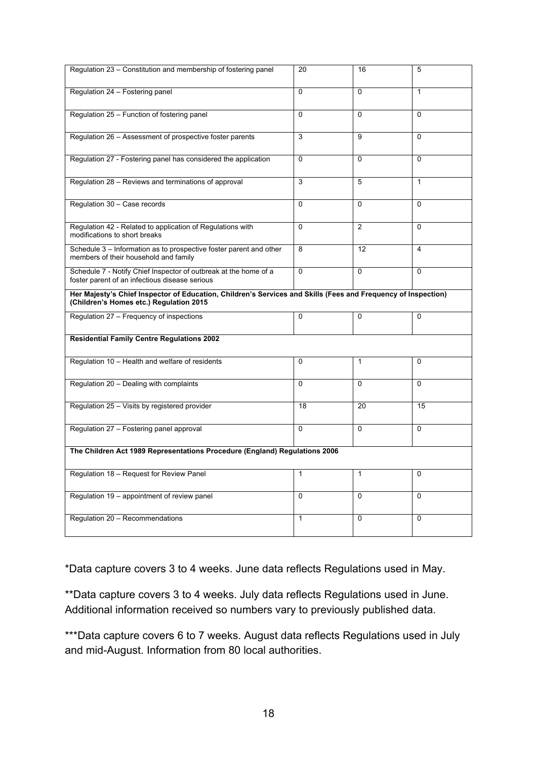| | | | |
|---|---|---|---|
| Regulation 23 – Constitution and membership of fostering panel | 20 | 16 | 5 |
| Regulation 24 – Fostering panel | 0 | 0 | 1 |
| Regulation 25 – Function of fostering panel | 0 | 0 | 0 |
| Regulation 26 – Assessment of prospective foster parents | 3 | 9 | 0 |
| Regulation 27 - Fostering panel has considered the application | 0 | 0 | 0 |
| Regulation 28 – Reviews and terminations of approval | 3 | 5 | 1 |
| Regulation 30 – Case records | 0 | 0 | 0 |
| Regulation 42 - Related to application of Regulations with modifications to short breaks | 0 | 2 | 0 |
| Schedule 3 – Information as to prospective foster parent and other members of their household and family | 8 | 12 | 4 |
| Schedule 7 - Notify Chief Inspector of outbreak at the home of a foster parent of an infectious disease serious | 0 | 0 | 0 |
| **Her Majesty's Chief Inspector of Education, Children's Services and Skills (Fees and Frequency of Inspection) (Children's Homes etc.) Regulation 2015** | | | |
| Regulation 27 – Frequency of inspections | 0 | 0 | 0 |
| **Residential Family Centre Regulations 2002** | | | |
| Regulation 10 – Health and welfare of residents | 0 | 1 | 0 |
| Regulation 20 – Dealing with complaints | 0 | 0 | 0 |
| Regulation 25 – Visits by registered provider | 18 | 20 | 15 |
| Regulation 27 – Fostering panel approval | 0 | 0 | 0 |
| **The Children Act 1989 Representations Procedure (England) Regulations 2006** | | | |
| Regulation 18 – Request for Review Panel | 1 | 1 | 0 |
| Regulation 19 – appointment of review panel | 0 | 0 | 0 |
| Regulation 20 – Recommendations | 1 | 0 | 0 |

*Data capture covers 3 to 4 weeks. June data reflects Regulations used in May.

**Data capture covers 3 to 4 weeks. July data reflects Regulations used in June. Additional information received so numbers vary to previously published data.

***Data capture covers 6 to 7 weeks. August data reflects Regulations used in July and mid-August. Information from 80 local authorities.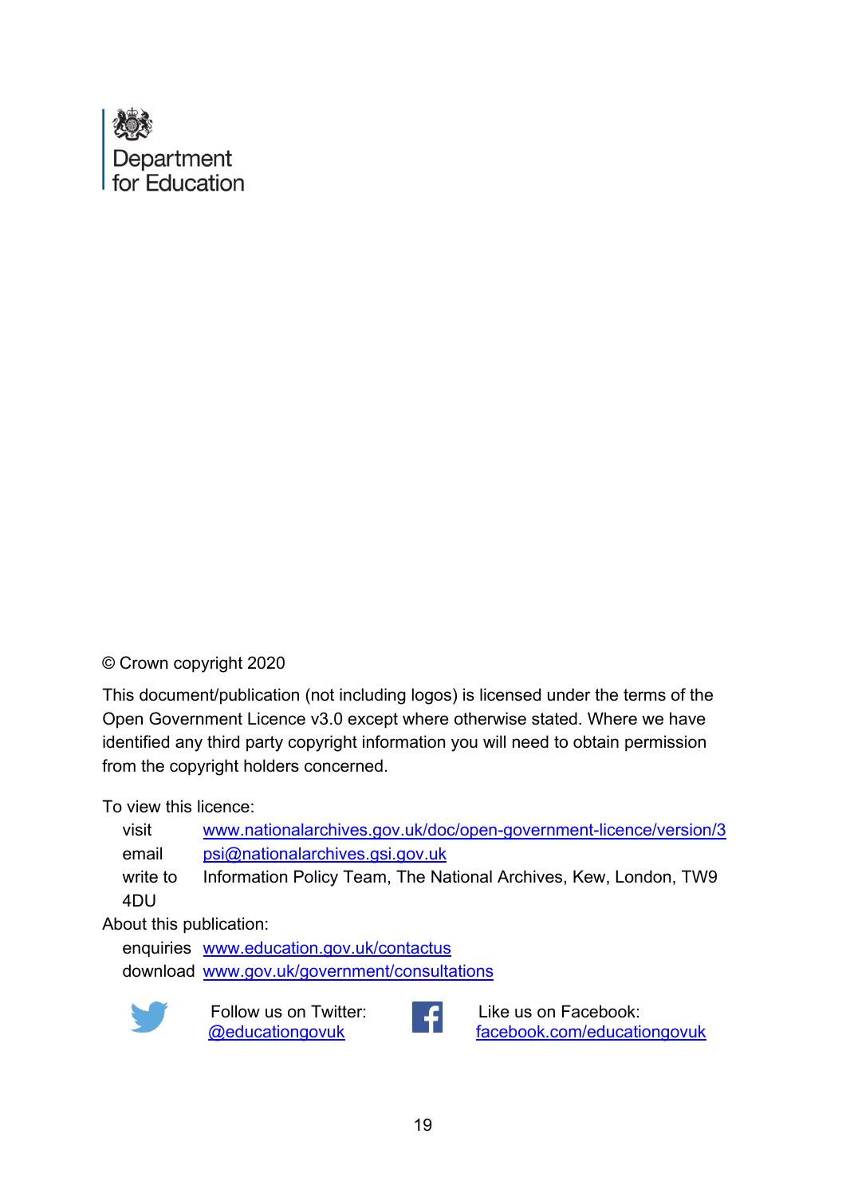Department for Education

© Crown copyright 2020

This document/publication (not including logos) is licensed under the terms of the Open Government Licence v3.0 except where otherwise stated. Where we have identified any third party copyright information you will need to obtain permission from the copyright holders concerned.

To view this licence:

visit www.nationalarchives.gov.uk/doc/open-government-licence/version/3
email psi@nationalarchives.gsi.gov.uk
write to Information Policy Team, The National Archives, Kew, London, TW9 4DU

About this publication:

enquiries www.education.gov.uk/contactus
download www.gov.uk/government/consultations

Follow us on Twitter: @educationgovuk

Like us on Facebook: facebook.com/educationgovuk